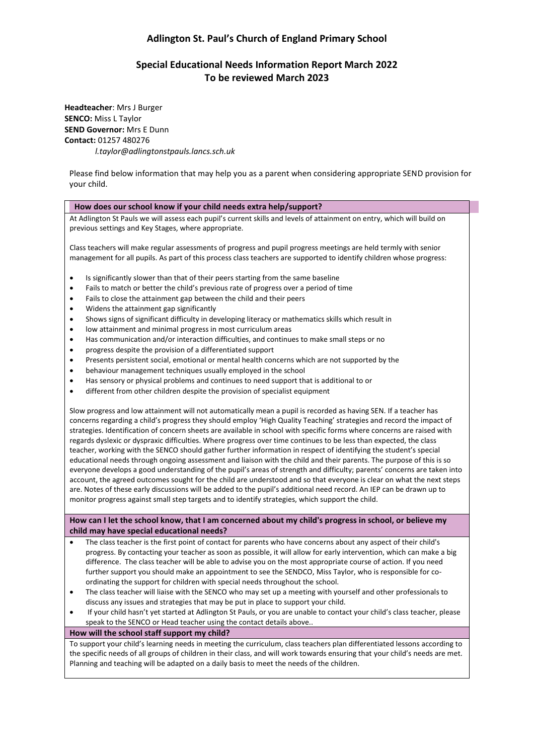# Adlington St. Paul's Church of England Primary School

## Special Educational Needs Information Report March 2022
## To be reviewed March 2023

**Headteacher**: Mrs J Burger
**SENCO:** Miss L Taylor
**SEND Governor:** Mrs E Dunn
**Contact:** 01257 480276
*l.taylor@adlingtonstpauls.lancs.sch.uk*

Please find below information that may help you as a parent when considering appropriate SEND provision for your child.

### How does our school know if your child needs extra help/support?

At Adlington St Pauls we will assess each pupil's current skills and levels of attainment on entry, which will build on previous settings and Key Stages, where appropriate.

Class teachers will make regular assessments of progress and pupil progress meetings are held termly with senior management for all pupils. As part of this process class teachers are supported to identify children whose progress:

- Is significantly slower than that of their peers starting from the same baseline
- Fails to match or better the child's previous rate of progress over a period of time
- Fails to close the attainment gap between the child and their peers
- Widens the attainment gap significantly
- Shows signs of significant difficulty in developing literacy or mathematics skills which result in
- low attainment and minimal progress in most curriculum areas
- Has communication and/or interaction difficulties, and continues to make small steps or no
- progress despite the provision of a differentiated support
- Presents persistent social, emotional or mental health concerns which are not supported by the
- behaviour management techniques usually employed in the school
- Has sensory or physical problems and continues to need support that is additional to or
- different from other children despite the provision of specialist equipment

Slow progress and low attainment will not automatically mean a pupil is recorded as having SEN. If a teacher has concerns regarding a child's progress they should employ 'High Quality Teaching' strategies and record the impact of strategies. Identification of concern sheets are available in school with specific forms where concerns are raised with regards dyslexic or dyspraxic difficulties. Where progress over time continues to be less than expected, the class teacher, working with the SENCO should gather further information in respect of identifying the student's special educational needs through ongoing assessment and liaison with the child and their parents. The purpose of this is so everyone develops a good understanding of the pupil's areas of strength and difficulty; parents' concerns are taken into account, the agreed outcomes sought for the child are understood and so that everyone is clear on what the next steps are. Notes of these early discussions will be added to the pupil's additional need record. An IEP can be drawn up to monitor progress against small step targets and to identify strategies, which support the child.

### How can I let the school know, that I am concerned about my child's progress in school, or believe my child may have special educational needs?

- The class teacher is the first point of contact for parents who have concerns about any aspect of their child's progress. By contacting your teacher as soon as possible, it will allow for early intervention, which can make a big difference. The class teacher will be able to advise you on the most appropriate course of action. If you need further support you should make an appointment to see the SENDCO, Miss Taylor, who is responsible for co-ordinating the support for children with special needs throughout the school.
- The class teacher will liaise with the SENCO who may set up a meeting with yourself and other professionals to discuss any issues and strategies that may be put in place to support your child.
- If your child hasn't yet started at Adlington St Pauls, or you are unable to contact your child's class teacher, please speak to the SENCO or Head teacher using the contact details above..

### How will the school staff support my child?

To support your child's learning needs in meeting the curriculum, class teachers plan differentiated lessons according to the specific needs of all groups of children in their class, and will work towards ensuring that your child's needs are met. Planning and teaching will be adapted on a daily basis to meet the needs of the children.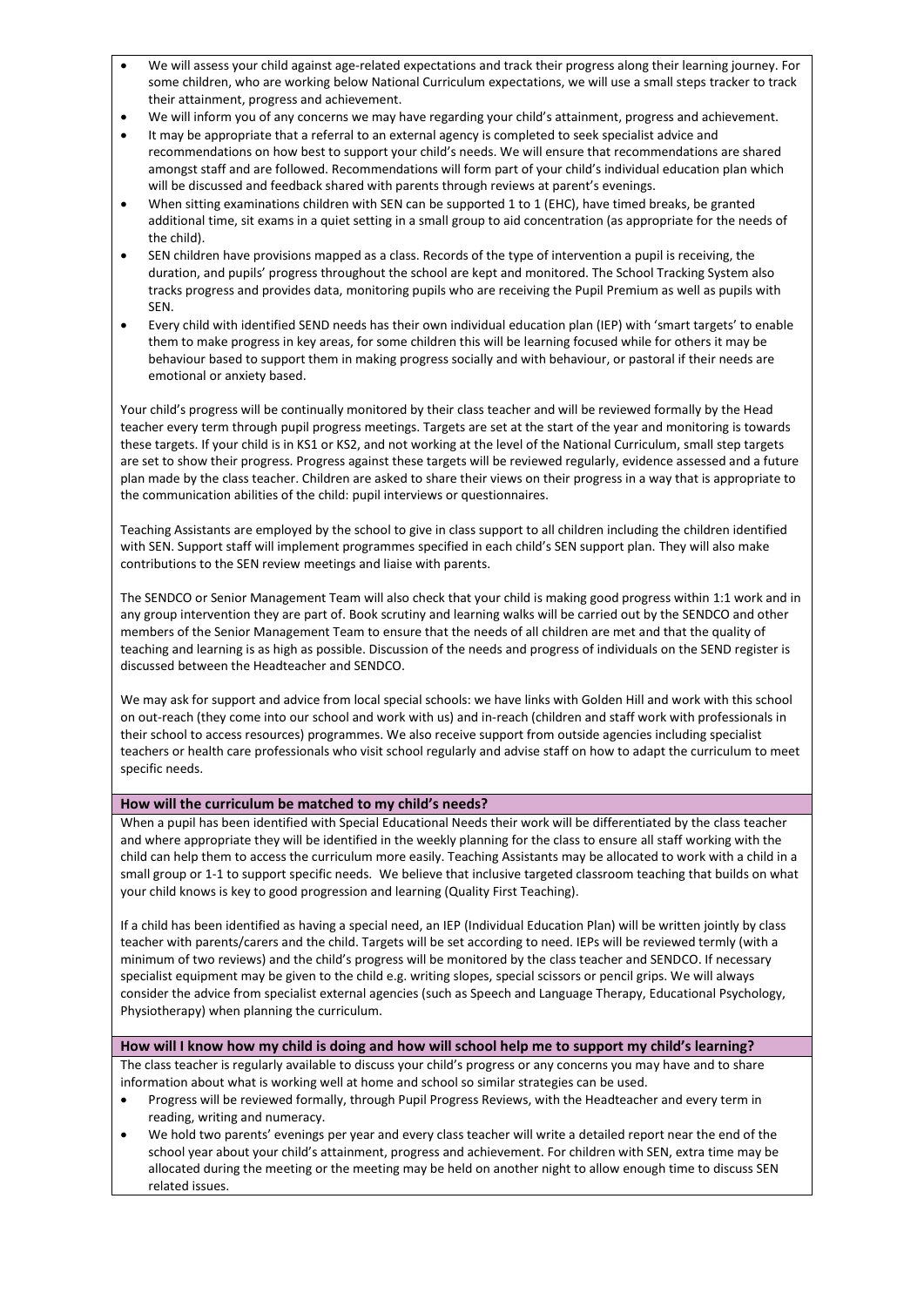- We will assess your child against age-related expectations and track their progress along their learning journey. For some children, who are working below National Curriculum expectations, we will use a small steps tracker to track their attainment, progress and achievement.
- We will inform you of any concerns we may have regarding your child's attainment, progress and achievement.
- It may be appropriate that a referral to an external agency is completed to seek specialist advice and recommendations on how best to support your child's needs. We will ensure that recommendations are shared amongst staff and are followed. Recommendations will form part of your child's individual education plan which will be discussed and feedback shared with parents through reviews at parent's evenings.
- When sitting examinations children with SEN can be supported 1 to 1 (EHC), have timed breaks, be granted additional time, sit exams in a quiet setting in a small group to aid concentration (as appropriate for the needs of the child).
- SEN children have provisions mapped as a class. Records of the type of intervention a pupil is receiving, the duration, and pupils' progress throughout the school are kept and monitored. The School Tracking System also tracks progress and provides data, monitoring pupils who are receiving the Pupil Premium as well as pupils with SEN.
- Every child with identified SEND needs has their own individual education plan (IEP) with 'smart targets' to enable them to make progress in key areas, for some children this will be learning focused while for others it may be behaviour based to support them in making progress socially and with behaviour, or pastoral if their needs are emotional or anxiety based.

Your child's progress will be continually monitored by their class teacher and will be reviewed formally by the Head teacher every term through pupil progress meetings. Targets are set at the start of the year and monitoring is towards these targets. If your child is in KS1 or KS2, and not working at the level of the National Curriculum, small step targets are set to show their progress. Progress against these targets will be reviewed regularly, evidence assessed and a future plan made by the class teacher. Children are asked to share their views on their progress in a way that is appropriate to the communication abilities of the child: pupil interviews or questionnaires.

Teaching Assistants are employed by the school to give in class support to all children including the children identified with SEN. Support staff will implement programmes specified in each child's SEN support plan. They will also make contributions to the SEN review meetings and liaise with parents.

The SENDCO or Senior Management Team will also check that your child is making good progress within 1:1 work and in any group intervention they are part of. Book scrutiny and learning walks will be carried out by the SENDCO and other members of the Senior Management Team to ensure that the needs of all children are met and that the quality of teaching and learning is as high as possible. Discussion of the needs and progress of individuals on the SEND register is discussed between the Headteacher and SENDCO.

We may ask for support and advice from local special schools: we have links with Golden Hill and work with this school on out-reach (they come into our school and work with us) and in-reach (children and staff work with professionals in their school to access resources) programmes. We also receive support from outside agencies including specialist teachers or health care professionals who visit school regularly and advise staff on how to adapt the curriculum to meet specific needs.

## How will the curriculum be matched to my child's needs?

When a pupil has been identified with Special Educational Needs their work will be differentiated by the class teacher and where appropriate they will be identified in the weekly planning for the class to ensure all staff working with the child can help them to access the curriculum more easily. Teaching Assistants may be allocated to work with a child in a small group or 1-1 to support specific needs. We believe that inclusive targeted classroom teaching that builds on what your child knows is key to good progression and learning (Quality First Teaching).

If a child has been identified as having a special need, an IEP (Individual Education Plan) will be written jointly by class teacher with parents/carers and the child. Targets will be set according to need. IEPs will be reviewed termly (with a minimum of two reviews) and the child's progress will be monitored by the class teacher and SENDCO. If necessary specialist equipment may be given to the child e.g. writing slopes, special scissors or pencil grips. We will always consider the advice from specialist external agencies (such as Speech and Language Therapy, Educational Psychology, Physiotherapy) when planning the curriculum.

## How will I know how my child is doing and how will school help me to support my child's learning?

The class teacher is regularly available to discuss your child's progress or any concerns you may have and to share information about what is working well at home and school so similar strategies can be used.

- Progress will be reviewed formally, through Pupil Progress Reviews, with the Headteacher and every term in reading, writing and numeracy.
- We hold two parents' evenings per year and every class teacher will write a detailed report near the end of the school year about your child's attainment, progress and achievement. For children with SEN, extra time may be allocated during the meeting or the meeting may be held on another night to allow enough time to discuss SEN related issues.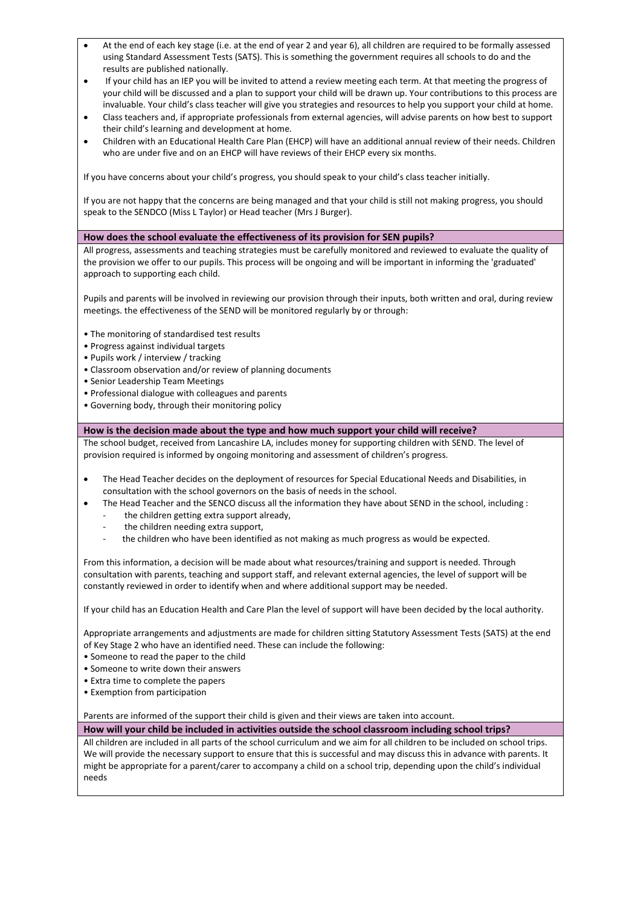- At the end of each key stage (i.e. at the end of year 2 and year 6), all children are required to be formally assessed using Standard Assessment Tests (SATS). This is something the government requires all schools to do and the results are published nationally.
- If your child has an IEP you will be invited to attend a review meeting each term. At that meeting the progress of your child will be discussed and a plan to support your child will be drawn up. Your contributions to this process are invaluable. Your child's class teacher will give you strategies and resources to help you support your child at home.
- Class teachers and, if appropriate professionals from external agencies, will advise parents on how best to support their child's learning and development at home.
- Children with an Educational Health Care Plan (EHCP) will have an additional annual review of their needs. Children who are under five and on an EHCP will have reviews of their EHCP every six months.

If you have concerns about your child's progress, you should speak to your child's class teacher initially.

If you are not happy that the concerns are being managed and that your child is still not making progress, you should speak to the SENDCO (Miss L Taylor) or Head teacher (Mrs J Burger).

## How does the school evaluate the effectiveness of its provision for SEN pupils?

All progress, assessments and teaching strategies must be carefully monitored and reviewed to evaluate the quality of the provision we offer to our pupils. This process will be ongoing and will be important in informing the 'graduated' approach to supporting each child.

Pupils and parents will be involved in reviewing our provision through their inputs, both written and oral, during review meetings. the effectiveness of the SEND will be monitored regularly by or through:

- The monitoring of standardised test results
- Progress against individual targets
- Pupils work / interview / tracking
- Classroom observation and/or review of planning documents
- Senior Leadership Team Meetings
- Professional dialogue with colleagues and parents
- Governing body, through their monitoring policy

## How is the decision made about the type and how much support your child will receive?

The school budget, received from Lancashire LA, includes money for supporting children with SEND. The level of provision required is informed by ongoing monitoring and assessment of children's progress.

- The Head Teacher decides on the deployment of resources for Special Educational Needs and Disabilities, in consultation with the school governors on the basis of needs in the school.
- The Head Teacher and the SENCO discuss all the information they have about SEND in the school, including :
  - the children getting extra support already,
  - the children needing extra support,
  - the children who have been identified as not making as much progress as would be expected.

From this information, a decision will be made about what resources/training and support is needed. Through consultation with parents, teaching and support staff, and relevant external agencies, the level of support will be constantly reviewed in order to identify when and where additional support may be needed.

If your child has an Education Health and Care Plan the level of support will have been decided by the local authority.

Appropriate arrangements and adjustments are made for children sitting Statutory Assessment Tests (SATS) at the end of Key Stage 2 who have an identified need. These can include the following:

- Someone to read the paper to the child
- Someone to write down their answers
- Extra time to complete the papers
- Exemption from participation

Parents are informed of the support their child is given and their views are taken into account.

## How will your child be included in activities outside the school classroom including school trips?

All children are included in all parts of the school curriculum and we aim for all children to be included on school trips. We will provide the necessary support to ensure that this is successful and may discuss this in advance with parents. It might be appropriate for a parent/carer to accompany a child on a school trip, depending upon the child's individual needs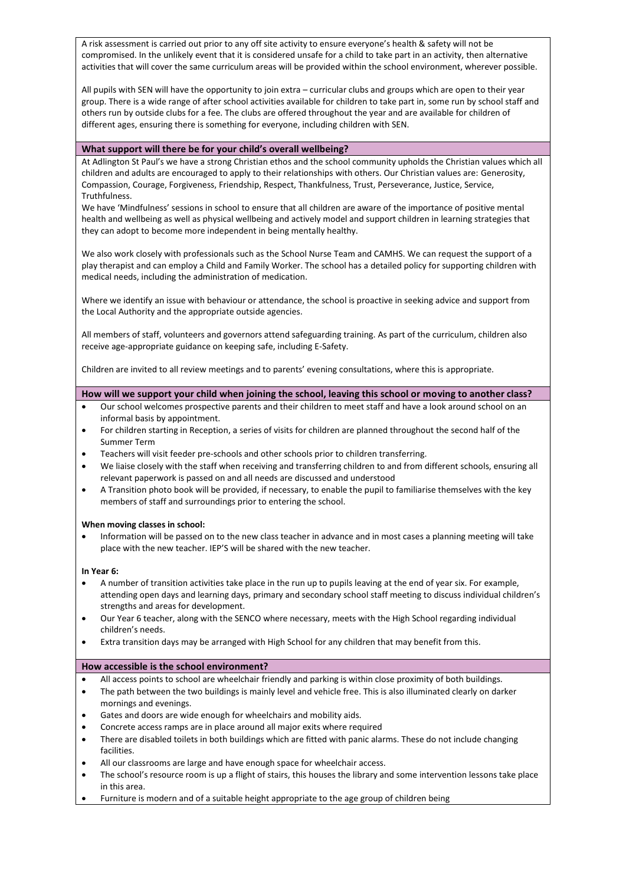A risk assessment is carried out prior to any off site activity to ensure everyone's health & safety will not be compromised. In the unlikely event that it is considered unsafe for a child to take part in an activity, then alternative activities that will cover the same curriculum areas will be provided within the school environment, wherever possible.

All pupils with SEN will have the opportunity to join extra – curricular clubs and groups which are open to their year group. There is a wide range of after school activities available for children to take part in, some run by school staff and others run by outside clubs for a fee. The clubs are offered throughout the year and are available for children of different ages, ensuring there is something for everyone, including children with SEN.

## What support will there be for your child's overall wellbeing?

At Adlington St Paul's we have a strong Christian ethos and the school community upholds the Christian values which all children and adults are encouraged to apply to their relationships with others. Our Christian values are: Generosity, Compassion, Courage, Forgiveness, Friendship, Respect, Thankfulness, Trust, Perseverance, Justice, Service, Truthfulness.
We have 'Mindfulness' sessions in school to ensure that all children are aware of the importance of positive mental health and wellbeing as well as physical wellbeing and actively model and support children in learning strategies that they can adopt to become more independent in being mentally healthy.

We also work closely with professionals such as the School Nurse Team and CAMHS. We can request the support of a play therapist and can employ a Child and Family Worker. The school has a detailed policy for supporting children with medical needs, including the administration of medication.

Where we identify an issue with behaviour or attendance, the school is proactive in seeking advice and support from the Local Authority and the appropriate outside agencies.

All members of staff, volunteers and governors attend safeguarding training. As part of the curriculum, children also receive age-appropriate guidance on keeping safe, including E-Safety.

Children are invited to all review meetings and to parents' evening consultations, where this is appropriate.

## How will we support your child when joining the school, leaving this school or moving to another class?

- Our school welcomes prospective parents and their children to meet staff and have a look around school on an informal basis by appointment.
- For children starting in Reception, a series of visits for children are planned throughout the second half of the Summer Term
- Teachers will visit feeder pre-schools and other schools prior to children transferring.
- We liaise closely with the staff when receiving and transferring children to and from different schools, ensuring all relevant paperwork is passed on and all needs are discussed and understood
- A Transition photo book will be provided, if necessary, to enable the pupil to familiarise themselves with the key members of staff and surroundings prior to entering the school.

**When moving classes in school:**

- Information will be passed on to the new class teacher in advance and in most cases a planning meeting will take place with the new teacher. IEP'S will be shared with the new teacher.

**In Year 6:**

- A number of transition activities take place in the run up to pupils leaving at the end of year six. For example, attending open days and learning days, primary and secondary school staff meeting to discuss individual children's strengths and areas for development.
- Our Year 6 teacher, along with the SENCO where necessary, meets with the High School regarding individual children's needs.
- Extra transition days may be arranged with High School for any children that may benefit from this.

## How accessible is the school environment?

- All access points to school are wheelchair friendly and parking is within close proximity of both buildings.
- The path between the two buildings is mainly level and vehicle free. This is also illuminated clearly on darker mornings and evenings.
- Gates and doors are wide enough for wheelchairs and mobility aids.
- Concrete access ramps are in place around all major exits where required
- There are disabled toilets in both buildings which are fitted with panic alarms. These do not include changing facilities.
- All our classrooms are large and have enough space for wheelchair access.
- The school's resource room is up a flight of stairs, this houses the library and some intervention lessons take place in this area.
- Furniture is modern and of a suitable height appropriate to the age group of children being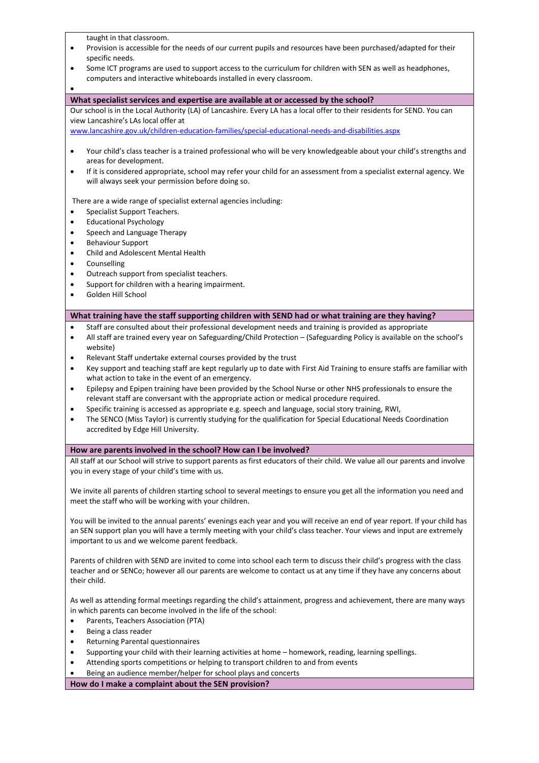taught in that classroom.

- Provision is accessible for the needs of our current pupils and resources have been purchased/adapted for their specific needs.
- Some ICT programs are used to support access to the curriculum for children with SEN as well as headphones, computers and interactive whiteboards installed in every classroom.
-

## What specialist services and expertise are available at or accessed by the school?

Our school is in the Local Authority (LA) of Lancashire. Every LA has a local offer to their residents for SEND. You can view Lancashire's LAs local offer at
www.lancashire.gov.uk/children-education-families/special-educational-needs-and-disabilities.aspx

- Your child's class teacher is a trained professional who will be very knowledgeable about your child's strengths and areas for development.
- If it is considered appropriate, school may refer your child for an assessment from a specialist external agency. We will always seek your permission before doing so.

There are a wide range of specialist external agencies including:

- Specialist Support Teachers.
- Educational Psychology
- Speech and Language Therapy
- Behaviour Support
- Child and Adolescent Mental Health
- Counselling
- Outreach support from specialist teachers.
- Support for children with a hearing impairment.
- Golden Hill School

## What training have the staff supporting children with SEND had or what training are they having?

- Staff are consulted about their professional development needs and training is provided as appropriate
- All staff are trained every year on Safeguarding/Child Protection – (Safeguarding Policy is available on the school's website)
- Relevant Staff undertake external courses provided by the trust
- Key support and teaching staff are kept regularly up to date with First Aid Training to ensure staffs are familiar with what action to take in the event of an emergency.
- Epilepsy and Epipen training have been provided by the School Nurse or other NHS professionals to ensure the relevant staff are conversant with the appropriate action or medical procedure required.
- Specific training is accessed as appropriate e.g. speech and language, social story training, RWI,
- The SENCO (Miss Taylor) is currently studying for the qualification for Special Educational Needs Coordination accredited by Edge Hill University.

## How are parents involved in the school? How can I be involved?

All staff at our School will strive to support parents as first educators of their child. We value all our parents and involve you in every stage of your child's time with us.

We invite all parents of children starting school to several meetings to ensure you get all the information you need and meet the staff who will be working with your children.

You will be invited to the annual parents' evenings each year and you will receive an end of year report. If your child has an SEN support plan you will have a termly meeting with your child's class teacher. Your views and input are extremely important to us and we welcome parent feedback.

Parents of children with SEND are invited to come into school each term to discuss their child's progress with the class teacher and or SENCo; however all our parents are welcome to contact us at any time if they have any concerns about their child.

As well as attending formal meetings regarding the child's attainment, progress and achievement, there are many ways in which parents can become involved in the life of the school:

- Parents, Teachers Association (PTA)
- Being a class reader
- Returning Parental questionnaires
- Supporting your child with their learning activities at home – homework, reading, learning spellings.
- Attending sports competitions or helping to transport children to and from events
- Being an audience member/helper for school plays and concerts

## How do I make a complaint about the SEN provision?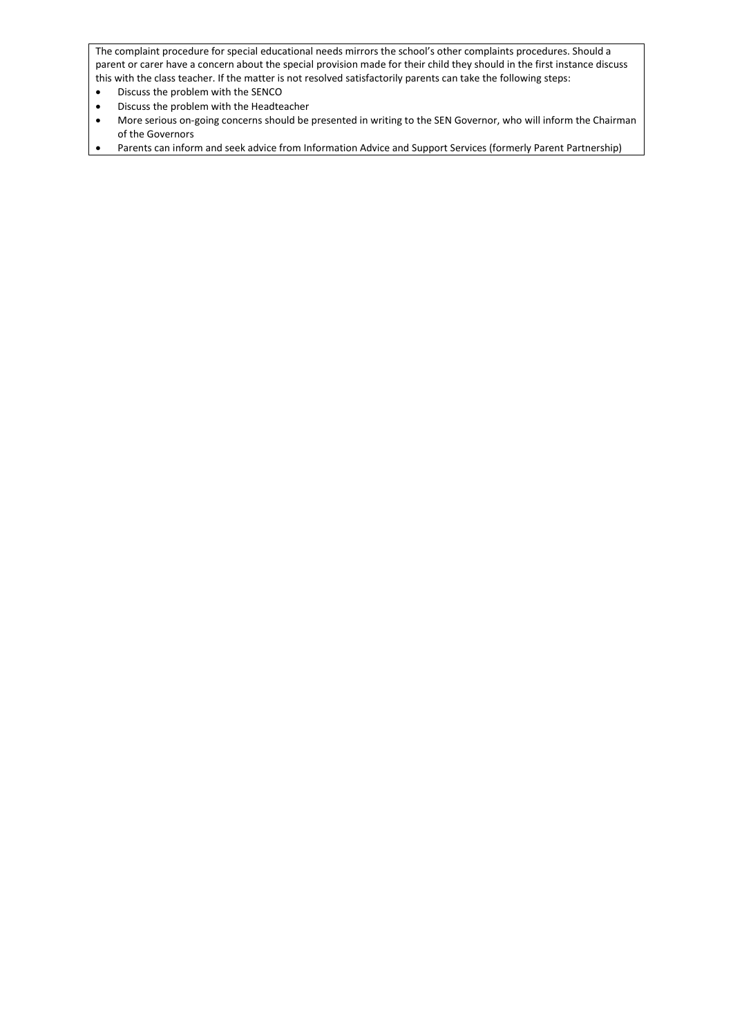The complaint procedure for special educational needs mirrors the school's other complaints procedures. Should a parent or carer have a concern about the special provision made for their child they should in the first instance discuss this with the class teacher. If the matter is not resolved satisfactorily parents can take the following steps:

- Discuss the problem with the SENCO
- Discuss the problem with the Headteacher
- More serious on-going concerns should be presented in writing to the SEN Governor, who will inform the Chairman of the Governors
- Parents can inform and seek advice from Information Advice and Support Services (formerly Parent Partnership)